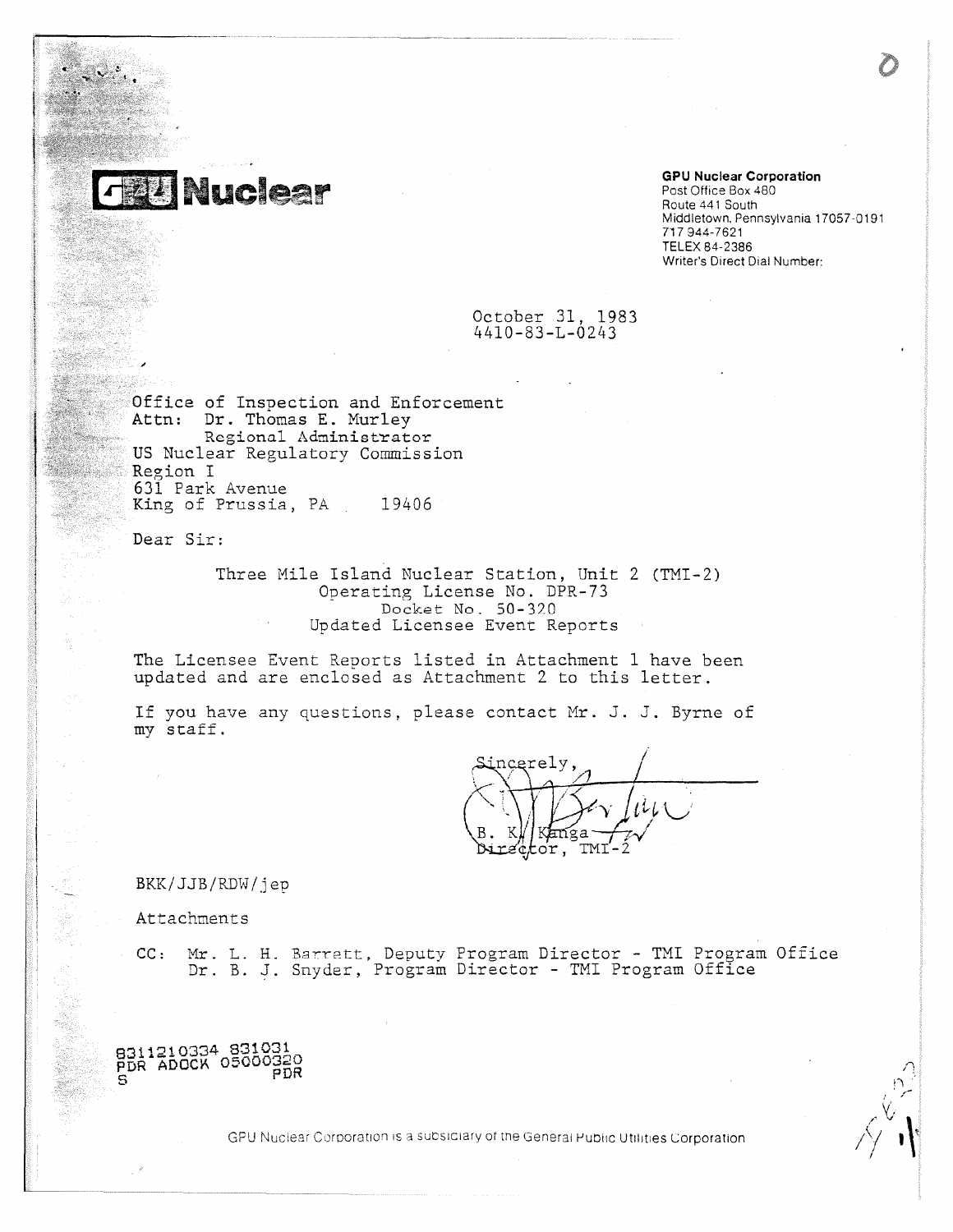# GPU Nuclear

**GPU Nuclear Corporation**
Post Office Box 480
Route 441 South
Middletown, Pennsylvania 17057-0191
717 944-7621
TELEX 84-2386
Writer's Direct Dial Number:

October 31, 1983
4410-83-L-0243

Office of Inspection and Enforcement
Attn: Dr. Thomas E. Murley
Regional Administrator
US Nuclear Regulatory Commission
Region I
631 Park Avenue
King of Prussia, PA 19406

Dear Sir:

Three Mile Island Nuclear Station, Unit 2 (TMI-2)
Operating License No. DPR-73
Docket No. 50-320
Updated Licensee Event Reports

The Licensee Event Reports listed in Attachment 1 have been updated and are enclosed as Attachment 2 to this letter.

If you have any questions, please contact Mr. J. J. Byrne of my staff.

Sincerely,

B. K. Kanga
Director, TMI-2

BKK/JJB/RDW/jep

Attachments

CC: Mr. L. H. Barrett, Deputy Program Director - TMI Program Office
Dr. B. J. Snyder, Program Director - TMI Program Office

8311210334 831031
PDR ADOCK 05000320
S PDR

GPU Nuclear Corporation is a subsidiary of the General Public Utilities Corporation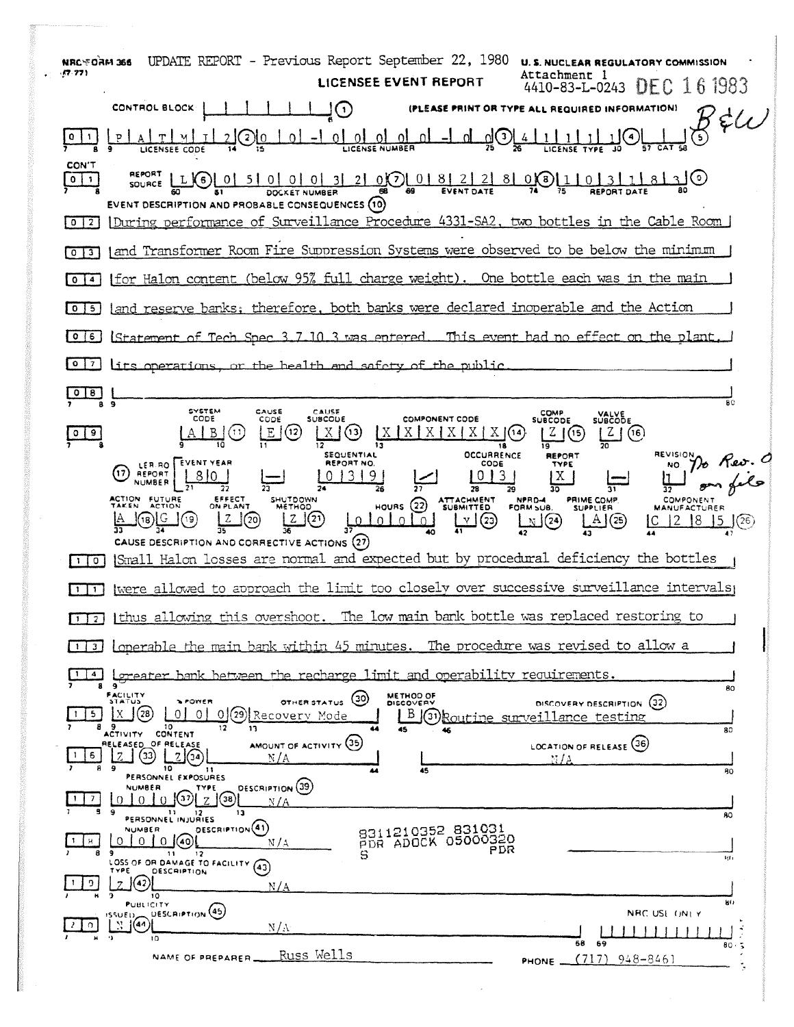NRC FORM 366 (7-77) UPDATE REPORT - Previous Report September 22, 1980

**U. S. NUCLEAR REGULATORY COMMISSION**

**LICENSEE EVENT REPORT**

Attachment 1
4410-83-L-0243 DEC 16 1983

B&W

CONTROL BLOCK (1) (PLEASE PRINT OR TYPE ALL REQUIRED INFORMATION)

| | | |
|---|---|---|
| 0 1 | LICENSEE CODE: P A T M I 2 (2) | LICENSE NUMBER: 0 0 - 0 0 0 0 0 - 0 0 (3) LICENSE TYPE: 4 1 1 1 1 (4) CAT (5) |
| CON'T 0 1 | REPORT SOURCE: L (6) DOCKET NUMBER: 0 5 0 0 0 3 2 0 (7) | EVENT DATE: 0 8 2 2 8 0 (8) REPORT DATE: 1 0 3 1 8 3 (9) |

**EVENT DESCRIPTION AND PROBABLE CONSEQUENCES (10)**

0 2 During performance of Surveillance Procedure 4331-SA2, two bottles in the Cable Room
0 3 and Transformer Room Fire Suppression Systems were observed to be below the minimum
0 4 for Halon content (below 95% full charge weight). One bottle each was in the main
0 5 and reserve banks; therefore, both banks were declared inoperable and the Action
0 6 Statement of Tech Spec 3.7.10.3 was entered. This event had no effect on the plant,
0 7 its operations, or the health and safety of the public.
0 8

| SYSTEM CODE | CAUSE CODE | CAUSE SUBCODE | COMPONENT CODE | COMP SUBCODE | VALVE SUBCODE |
|---|---|---|---|---|---|
| A B (11) | E (12) | X (13) | X X X X X X (14) | Z (15) | Z (16) |

(17) LER/RO REPORT NUMBER

| EVENT YEAR | | SEQUENTIAL REPORT NO. | | OCCURRENCE CODE | REPORT TYPE | | REVISION NO. |
|---|---|---|---|---|---|---|---|
| 8 0 | — | 0 3 9 | / | 0 3 | X | — | 1 |

No Rev. 0 on file

| ACTION TAKEN | FUTURE ACTION | EFFECT ON PLANT | SHUTDOWN METHOD | HOURS (22) | ATTACHMENT SUBMITTED | NPRD-4 FORM SUB. | PRIME COMP. SUPPLIER | COMPONENT MANUFACTURER |
|---|---|---|---|---|---|---|---|---|
| A (18) | G (19) | Z (20) | Z (21) | 0 0 0 0 0 | Y (23) | N (24) | A (25) | C 2 8 5 (26) |

**CAUSE DESCRIPTION AND CORRECTIVE ACTIONS (27)**

1 0 Small Halon losses are normal and expected but by procedural deficiency the bottles
1 1 were allowed to approach the limit too closely over successive surveillance intervals
1 2 thus allowing this overshoot. The low main bank bottle was replaced restoring to
1 3 operable the main bank within 45 minutes. The procedure was revised to allow a
1 4 greater bank between the recharge limit and operability requirements.

| | FACILITY STATUS | % POWER | OTHER STATUS (30) | METHOD OF DISCOVERY | DISCOVERY DESCRIPTION (32) |
|---|---|---|---|---|---|
| 1 5 | X (28) | 0 0 0 (29) | Recovery Mode | B (31) | Routine surveillance testing |

| | ACTIVITY RELEASED | CONTENT OF RELEASE | AMOUNT OF ACTIVITY (35) | LOCATION OF RELEASE (36) |
|---|---|---|---|---|
| 1 6 | Z (33) | Z (34) | N/A | N/A |

PERSONNEL EXPOSURES

| | NUMBER | TYPE | DESCRIPTION (39) |
|---|---|---|---|
| 1 7 | 0 0 0 (37) | Z (38) | N/A |

PERSONNEL INJURIES

| | NUMBER | DESCRIPTION (41) |
|---|---|---|
| 1 8 | 0 0 0 (40) | N/A |

8311210352 831031
PDR ADOCK 05000320
S PDR

LOSS OF OR DAMAGE TO FACILITY (43)

| | TYPE | DESCRIPTION |
|---|---|---|
| 1 9 | Z (42) | N/A |

PUBLICITY

| | ISSUED | DESCRIPTION (45) | NRC USE ONLY |
|---|---|---|---|
| 2 0 | N (44) | N/A | |

NAME OF PREPARER: Russ Wells PHONE: (717) 948-8461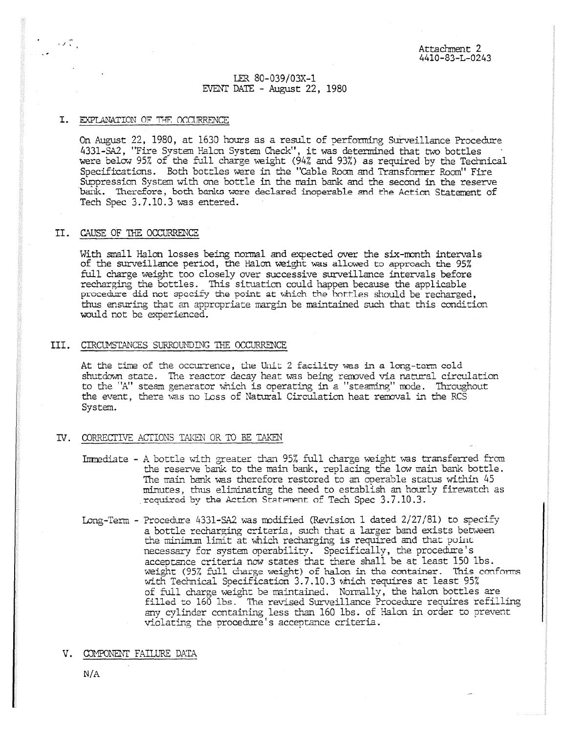Attachment 2
4410-83-L-0243

LER 80-039/03X-1
EVENT DATE - August 22, 1980

## I. EXPLANATION OF THE OCCURRENCE

On August 22, 1980, at 1630 hours as a result of performing Surveillance Procedure 4331-SA2, "Fire System Halon System Check", it was determined that two bottles were below 95% of the full charge weight (94% and 93%) as required by the Technical Specifications. Both bottles were in the "Cable Room and Transformer Room" Fire Suppression System with one bottle in the main bank and the second in the reserve bank. Therefore, both banks were declared inoperable and the Action Statement of Tech Spec 3.7.10.3 was entered.

## II. CAUSE OF THE OCCURRENCE

With small Halon losses being normal and expected over the six-month intervals of the surveillance period, the Halon weight was allowed to approach the 95% full charge weight too closely over successive surveillance intervals before recharging the bottles. This situation could happen because the applicable procedure did not specify the point at which the bottles should be recharged, thus ensuring that an appropriate margin be maintained such that this condition would not be experienced.

## III. CIRCUMSTANCES SURROUNDING THE OCCURRENCE

At the time of the occurrence, the Unit 2 facility was in a long-term cold shutdown state. The reactor decay heat was being removed via natural circulation to the "A" steam generator which is operating in a "steaming" mode. Throughout the event, there was no Loss of Natural Circulation heat removal in the RCS System.

## IV. CORRECTIVE ACTIONS TAKEN OR TO BE TAKEN

Immediate - A bottle with greater than 95% full charge weight was transferred from the reserve bank to the main bank, replacing the low main bank bottle. The main bank was therefore restored to an operable status within 45 minutes, thus eliminating the need to establish an hourly firewatch as required by the Action Statement of Tech Spec 3.7.10.3.

Long-Term - Procedure 4331-SA2 was modified (Revision 1 dated 2/27/81) to specify a bottle recharging criteria, such that a larger band exists between the minimum limit at which recharging is required and that point necessary for system operability. Specifically, the procedure's acceptance criteria now states that there shall be at least 150 lbs. weight (95% full charge weight) of halon in the container. This conforms with Technical Specification 3.7.10.3 which requires at least 95% of full charge weight be maintained. Normally, the halon bottles are filled to 160 lbs. The revised Surveillance Procedure requires refilling any cylinder containing less than 160 lbs. of Halon in order to prevent violating the procedure's acceptance criteria.

## V. COMPONENT FAILURE DATA

N/A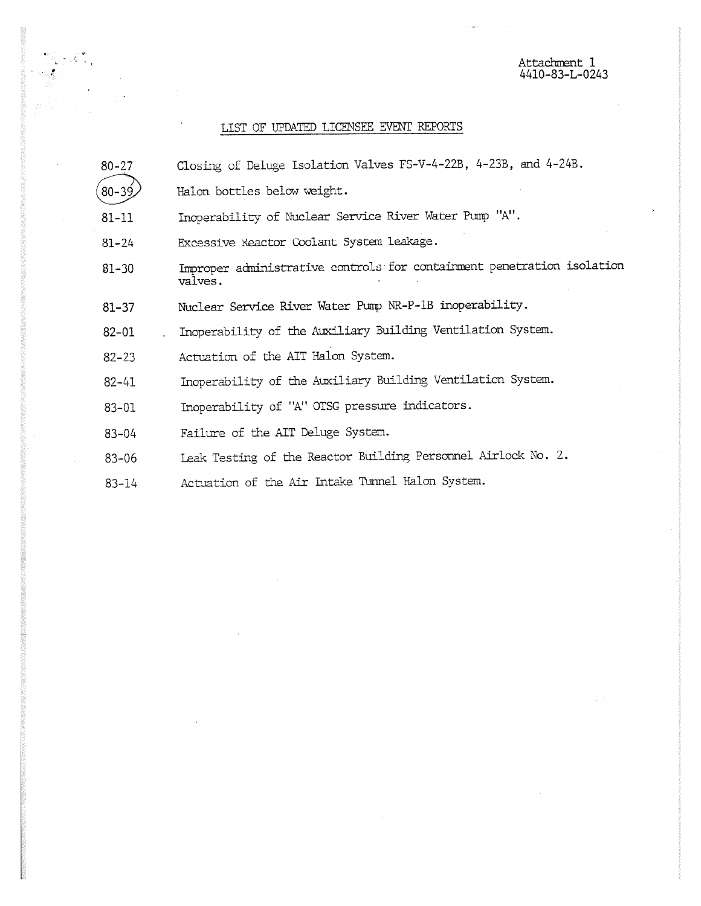Attachment 1
4410-83-L-0243

## LIST OF UPDATED LICENSEE EVENT REPORTS

| | |
|---|---|
| 80-27 | Closing of Deluge Isolation Valves FS-V-4-22B, 4-23B, and 4-24B. |
| 80-39 | Halon bottles below weight. |
| 81-11 | Inoperability of Nuclear Service River Water Pump "A". |
| 81-24 | Excessive Reactor Coolant System leakage. |
| 81-30 | Improper administrative controls for containment penetration isolation valves. |
| 81-37 | Nuclear Service River Water Pump NR-P-1B inoperability. |
| 82-01 | Inoperability of the Auxiliary Building Ventilation System. |
| 82-23 | Actuation of the AIT Halon System. |
| 82-41 | Inoperability of the Auxiliary Building Ventilation System. |
| 83-01 | Inoperability of "A" OTSG pressure indicators. |
| 83-04 | Failure of the AIT Deluge System. |
| 83-06 | Leak Testing of the Reactor Building Personnel Airlock No. 2. |
| 83-14 | Actuation of the Air Intake Tunnel Halon System. |